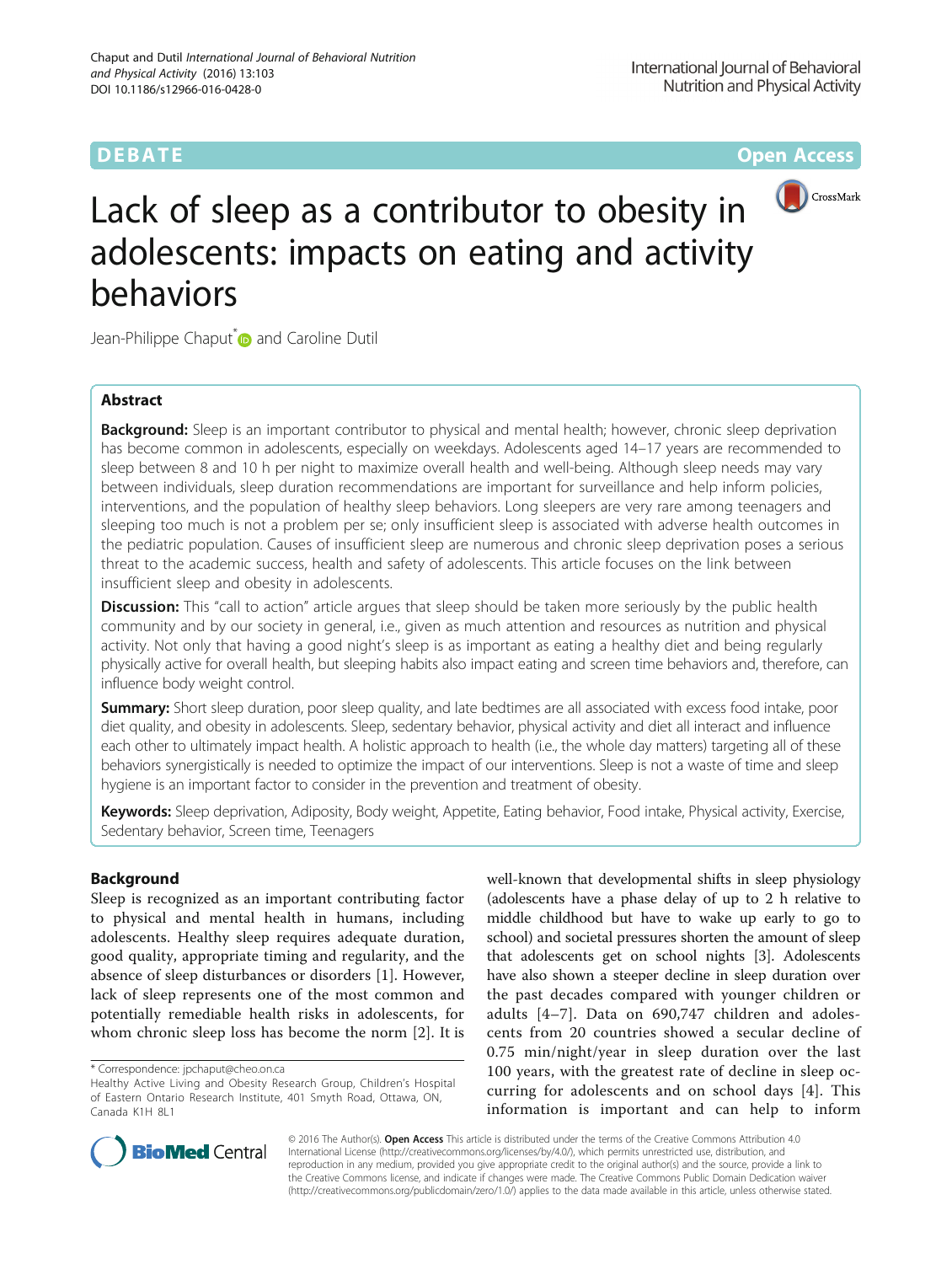DEBATE Open Access

# Lack of sleep as a contributor to obesity in adolescents: impacts on eating and activity behaviors

Jean-Philippe Chaput* and Caroline Dutil

## Abstract

**Background:** Sleep is an important contributor to physical and mental health; however, chronic sleep deprivation has become common in adolescents, especially on weekdays. Adolescents aged 14–17 years are recommended to sleep between 8 and 10 h per night to maximize overall health and well-being. Although sleep needs may vary between individuals, sleep duration recommendations are important for surveillance and help inform policies, interventions, and the population of healthy sleep behaviors. Long sleepers are very rare among teenagers and sleeping too much is not a problem per se; only insufficient sleep is associated with adverse health outcomes in the pediatric population. Causes of insufficient sleep are numerous and chronic sleep deprivation poses a serious threat to the academic success, health and safety of adolescents. This article focuses on the link between insufficient sleep and obesity in adolescents.

**Discussion:** This "call to action" article argues that sleep should be taken more seriously by the public health community and by our society in general, i.e., given as much attention and resources as nutrition and physical activity. Not only that having a good night's sleep is as important as eating a healthy diet and being regularly physically active for overall health, but sleeping habits also impact eating and screen time behaviors and, therefore, can influence body weight control.

**Summary:** Short sleep duration, poor sleep quality, and late bedtimes are all associated with excess food intake, poor diet quality, and obesity in adolescents. Sleep, sedentary behavior, physical activity and diet all interact and influence each other to ultimately impact health. A holistic approach to health (i.e., the whole day matters) targeting all of these behaviors synergistically is needed to optimize the impact of our interventions. Sleep is not a waste of time and sleep hygiene is an important factor to consider in the prevention and treatment of obesity.

**Keywords:** Sleep deprivation, Adiposity, Body weight, Appetite, Eating behavior, Food intake, Physical activity, Exercise, Sedentary behavior, Screen time, Teenagers

## Background

Sleep is recognized as an important contributing factor to physical and mental health in humans, including adolescents. Healthy sleep requires adequate duration, good quality, appropriate timing and regularity, and the absence of sleep disturbances or disorders [1]. However, lack of sleep represents one of the most common and potentially remediable health risks in adolescents, for whom chronic sleep loss has become the norm [2]. It is well-known that developmental shifts in sleep physiology (adolescents have a phase delay of up to 2 h relative to middle childhood but have to wake up early to go to school) and societal pressures shorten the amount of sleep that adolescents get on school nights [3]. Adolescents have also shown a steeper decline in sleep duration over the past decades compared with younger children or adults [4–7]. Data on 690,747 children and adolescents from 20 countries showed a secular decline of 0.75 min/night/year in sleep duration over the last 100 years, with the greatest rate of decline in sleep occurring for adolescents and on school days [4]. This information is important and can help to inform

\* Correspondence: jpchaput@cheo.on.ca
Healthy Active Living and Obesity Research Group, Children's Hospital of Eastern Ontario Research Institute, 401 Smyth Road, Ottawa, ON, Canada K1H 8L1

© 2016 The Author(s). **Open Access** This article is distributed under the terms of the Creative Commons Attribution 4.0 International License (http://creativecommons.org/licenses/by/4.0/), which permits unrestricted use, distribution, and reproduction in any medium, provided you give appropriate credit to the original author(s) and the source, provide a link to the Creative Commons license, and indicate if changes were made. The Creative Commons Public Domain Dedication waiver (http://creativecommons.org/publicdomain/zero/1.0/) applies to the data made available in this article, unless otherwise stated.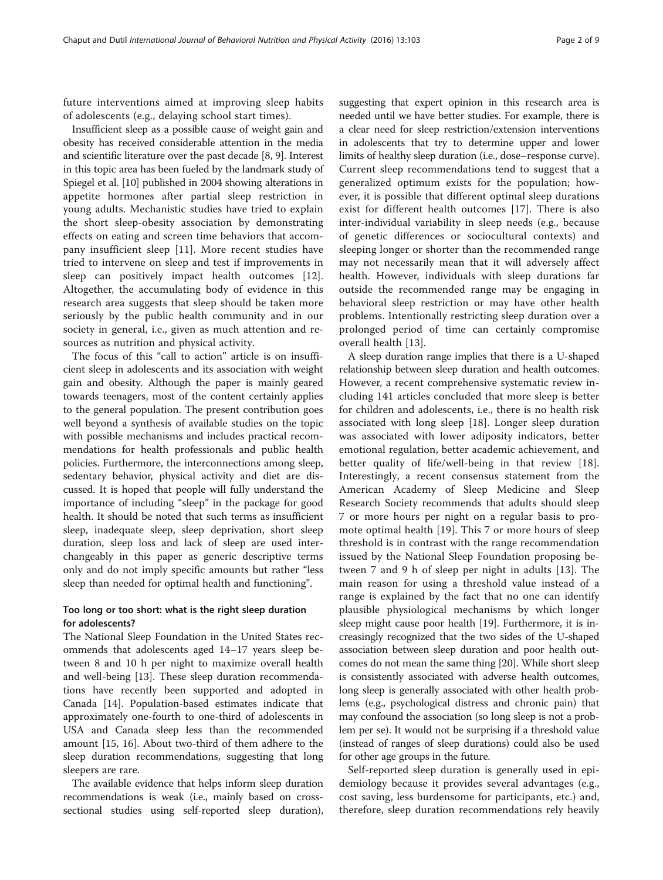future interventions aimed at improving sleep habits of adolescents (e.g., delaying school start times).

Insufficient sleep as a possible cause of weight gain and obesity has received considerable attention in the media and scientific literature over the past decade [8, 9]. Interest in this topic area has been fueled by the landmark study of Spiegel et al. [10] published in 2004 showing alterations in appetite hormones after partial sleep restriction in young adults. Mechanistic studies have tried to explain the short sleep-obesity association by demonstrating effects on eating and screen time behaviors that accompany insufficient sleep [11]. More recent studies have tried to intervene on sleep and test if improvements in sleep can positively impact health outcomes [12]. Altogether, the accumulating body of evidence in this research area suggests that sleep should be taken more seriously by the public health community and in our society in general, i.e., given as much attention and resources as nutrition and physical activity.

The focus of this "call to action" article is on insufficient sleep in adolescents and its association with weight gain and obesity. Although the paper is mainly geared towards teenagers, most of the content certainly applies to the general population. The present contribution goes well beyond a synthesis of available studies on the topic with possible mechanisms and includes practical recommendations for health professionals and public health policies. Furthermore, the interconnections among sleep, sedentary behavior, physical activity and diet are discussed. It is hoped that people will fully understand the importance of including "sleep" in the package for good health. It should be noted that such terms as insufficient sleep, inadequate sleep, sleep deprivation, short sleep duration, sleep loss and lack of sleep are used interchangeably in this paper as generic descriptive terms only and do not imply specific amounts but rather "less sleep than needed for optimal health and functioning".

## Too long or too short: what is the right sleep duration for adolescents?

The National Sleep Foundation in the United States recommends that adolescents aged 14–17 years sleep between 8 and 10 h per night to maximize overall health and well-being [13]. These sleep duration recommendations have recently been supported and adopted in Canada [14]. Population-based estimates indicate that approximately one-fourth to one-third of adolescents in USA and Canada sleep less than the recommended amount [15, 16]. About two-third of them adhere to the sleep duration recommendations, suggesting that long sleepers are rare.

The available evidence that helps inform sleep duration recommendations is weak (i.e., mainly based on cross-sectional studies using self-reported sleep duration), suggesting that expert opinion in this research area is needed until we have better studies. For example, there is a clear need for sleep restriction/extension interventions in adolescents that try to determine upper and lower limits of healthy sleep duration (i.e., dose–response curve). Current sleep recommendations tend to suggest that a generalized optimum exists for the population; however, it is possible that different optimal sleep durations exist for different health outcomes [17]. There is also inter-individual variability in sleep needs (e.g., because of genetic differences or sociocultural contexts) and sleeping longer or shorter than the recommended range may not necessarily mean that it will adversely affect health. However, individuals with sleep durations far outside the recommended range may be engaging in behavioral sleep restriction or may have other health problems. Intentionally restricting sleep duration over a prolonged period of time can certainly compromise overall health [13].

A sleep duration range implies that there is a U-shaped relationship between sleep duration and health outcomes. However, a recent comprehensive systematic review including 141 articles concluded that more sleep is better for children and adolescents, i.e., there is no health risk associated with long sleep [18]. Longer sleep duration was associated with lower adiposity indicators, better emotional regulation, better academic achievement, and better quality of life/well-being in that review [18]. Interestingly, a recent consensus statement from the American Academy of Sleep Medicine and Sleep Research Society recommends that adults should sleep 7 or more hours per night on a regular basis to promote optimal health [19]. This 7 or more hours of sleep threshold is in contrast with the range recommendation issued by the National Sleep Foundation proposing between 7 and 9 h of sleep per night in adults [13]. The main reason for using a threshold value instead of a range is explained by the fact that no one can identify plausible physiological mechanisms by which longer sleep might cause poor health [19]. Furthermore, it is increasingly recognized that the two sides of the U-shaped association between sleep duration and poor health outcomes do not mean the same thing [20]. While short sleep is consistently associated with adverse health outcomes, long sleep is generally associated with other health problems (e.g., psychological distress and chronic pain) that may confound the association (so long sleep is not a problem per se). It would not be surprising if a threshold value (instead of ranges of sleep durations) could also be used for other age groups in the future.

Self-reported sleep duration is generally used in epidemiology because it provides several advantages (e.g., cost saving, less burdensome for participants, etc.) and, therefore, sleep duration recommendations rely heavily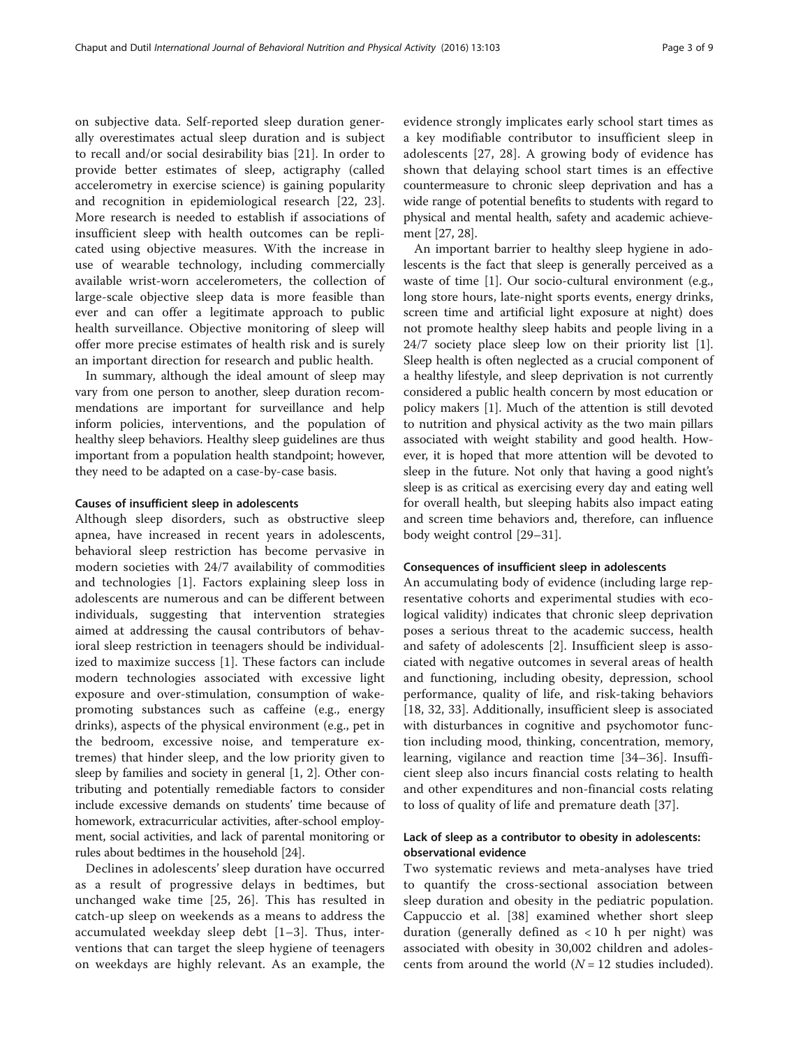on subjective data. Self-reported sleep duration generally overestimates actual sleep duration and is subject to recall and/or social desirability bias [21]. In order to provide better estimates of sleep, actigraphy (called accelerometry in exercise science) is gaining popularity and recognition in epidemiological research [22, 23]. More research is needed to establish if associations of insufficient sleep with health outcomes can be replicated using objective measures. With the increase in use of wearable technology, including commercially available wrist-worn accelerometers, the collection of large-scale objective sleep data is more feasible than ever and can offer a legitimate approach to public health surveillance. Objective monitoring of sleep will offer more precise estimates of health risk and is surely an important direction for research and public health.

In summary, although the ideal amount of sleep may vary from one person to another, sleep duration recommendations are important for surveillance and help inform policies, interventions, and the population of healthy sleep behaviors. Healthy sleep guidelines are thus important from a population health standpoint; however, they need to be adapted on a case-by-case basis.

### Causes of insufficient sleep in adolescents

Although sleep disorders, such as obstructive sleep apnea, have increased in recent years in adolescents, behavioral sleep restriction has become pervasive in modern societies with 24/7 availability of commodities and technologies [1]. Factors explaining sleep loss in adolescents are numerous and can be different between individuals, suggesting that intervention strategies aimed at addressing the causal contributors of behavioral sleep restriction in teenagers should be individualized to maximize success [1]. These factors can include modern technologies associated with excessive light exposure and over-stimulation, consumption of wake-promoting substances such as caffeine (e.g., energy drinks), aspects of the physical environment (e.g., pet in the bedroom, excessive noise, and temperature extremes) that hinder sleep, and the low priority given to sleep by families and society in general [1, 2]. Other contributing and potentially remediable factors to consider include excessive demands on students' time because of homework, extracurricular activities, after-school employment, social activities, and lack of parental monitoring or rules about bedtimes in the household [24].

Declines in adolescents' sleep duration have occurred as a result of progressive delays in bedtimes, but unchanged wake time [25, 26]. This has resulted in catch-up sleep on weekends as a means to address the accumulated weekday sleep debt [1–3]. Thus, interventions that can target the sleep hygiene of teenagers on weekdays are highly relevant. As an example, the evidence strongly implicates early school start times as a key modifiable contributor to insufficient sleep in adolescents [27, 28]. A growing body of evidence has shown that delaying school start times is an effective countermeasure to chronic sleep deprivation and has a wide range of potential benefits to students with regard to physical and mental health, safety and academic achievement [27, 28].

An important barrier to healthy sleep hygiene in adolescents is the fact that sleep is generally perceived as a waste of time [1]. Our socio-cultural environment (e.g., long store hours, late-night sports events, energy drinks, screen time and artificial light exposure at night) does not promote healthy sleep habits and people living in a 24/7 society place sleep low on their priority list [1]. Sleep health is often neglected as a crucial component of a healthy lifestyle, and sleep deprivation is not currently considered a public health concern by most education or policy makers [1]. Much of the attention is still devoted to nutrition and physical activity as the two main pillars associated with weight stability and good health. However, it is hoped that more attention will be devoted to sleep in the future. Not only that having a good night's sleep is as critical as exercising every day and eating well for overall health, but sleeping habits also impact eating and screen time behaviors and, therefore, can influence body weight control [29–31].

### Consequences of insufficient sleep in adolescents

An accumulating body of evidence (including large representative cohorts and experimental studies with ecological validity) indicates that chronic sleep deprivation poses a serious threat to the academic success, health and safety of adolescents [2]. Insufficient sleep is associated with negative outcomes in several areas of health and functioning, including obesity, depression, school performance, quality of life, and risk-taking behaviors [18, 32, 33]. Additionally, insufficient sleep is associated with disturbances in cognitive and psychomotor function including mood, thinking, concentration, memory, learning, vigilance and reaction time [34–36]. Insufficient sleep also incurs financial costs relating to health and other expenditures and non-financial costs relating to loss of quality of life and premature death [37].

### Lack of sleep as a contributor to obesity in adolescents: observational evidence

Two systematic reviews and meta-analyses have tried to quantify the cross-sectional association between sleep duration and obesity in the pediatric population. Cappuccio et al. [38] examined whether short sleep duration (generally defined as < 10 h per night) was associated with obesity in 30,002 children and adolescents from around the world ($N = 12$ studies included).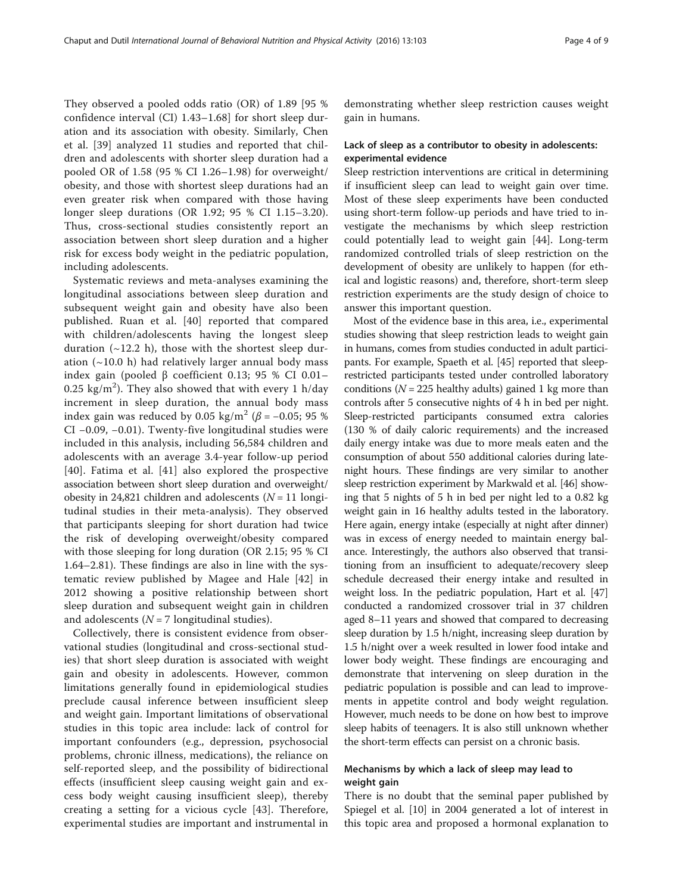They observed a pooled odds ratio (OR) of 1.89 [95 % confidence interval (CI) 1.43–1.68] for short sleep duration and its association with obesity. Similarly, Chen et al. [39] analyzed 11 studies and reported that children and adolescents with shorter sleep duration had a pooled OR of 1.58 (95 % CI 1.26–1.98) for overweight/obesity, and those with shortest sleep durations had an even greater risk when compared with those having longer sleep durations (OR 1.92; 95 % CI 1.15–3.20). Thus, cross-sectional studies consistently report an association between short sleep duration and a higher risk for excess body weight in the pediatric population, including adolescents.

Systematic reviews and meta-analyses examining the longitudinal associations between sleep duration and subsequent weight gain and obesity have also been published. Ruan et al. [40] reported that compared with children/adolescents having the longest sleep duration (~12.2 h), those with the shortest sleep duration (~10.0 h) had relatively larger annual body mass index gain (pooled β coefficient 0.13; 95 % CI 0.01–0.25 kg/m$^2$). They also showed that with every 1 h/day increment in sleep duration, the annual body mass index gain was reduced by 0.05 kg/m$^2$ ($\beta = -0.05$; 95 % CI −0.09, −0.01). Twenty-five longitudinal studies were included in this analysis, including 56,584 children and adolescents with an average 3.4-year follow-up period [40]. Fatima et al. [41] also explored the prospective association between short sleep duration and overweight/obesity in 24,821 children and adolescents ($N = 11$ longitudinal studies in their meta-analysis). They observed that participants sleeping for short duration had twice the risk of developing overweight/obesity compared with those sleeping for long duration (OR 2.15; 95 % CI 1.64–2.81). These findings are also in line with the systematic review published by Magee and Hale [42] in 2012 showing a positive relationship between short sleep duration and subsequent weight gain in children and adolescents ($N = 7$ longitudinal studies).

Collectively, there is consistent evidence from observational studies (longitudinal and cross-sectional studies) that short sleep duration is associated with weight gain and obesity in adolescents. However, common limitations generally found in epidemiological studies preclude causal inference between insufficient sleep and weight gain. Important limitations of observational studies in this topic area include: lack of control for important confounders (e.g., depression, psychosocial problems, chronic illness, medications), the reliance on self-reported sleep, and the possibility of bidirectional effects (insufficient sleep causing weight gain and excess body weight causing insufficient sleep), thereby creating a setting for a vicious cycle [43]. Therefore, experimental studies are important and instrumental in demonstrating whether sleep restriction causes weight gain in humans.

### Lack of sleep as a contributor to obesity in adolescents: experimental evidence

Sleep restriction interventions are critical in determining if insufficient sleep can lead to weight gain over time. Most of these sleep experiments have been conducted using short-term follow-up periods and have tried to investigate the mechanisms by which sleep restriction could potentially lead to weight gain [44]. Long-term randomized controlled trials of sleep restriction on the development of obesity are unlikely to happen (for ethical and logistic reasons) and, therefore, short-term sleep restriction experiments are the study design of choice to answer this important question.

Most of the evidence base in this area, i.e., experimental studies showing that sleep restriction leads to weight gain in humans, comes from studies conducted in adult participants. For example, Spaeth et al. [45] reported that sleep-restricted participants tested under controlled laboratory conditions ($N = 225$ healthy adults) gained 1 kg more than controls after 5 consecutive nights of 4 h in bed per night. Sleep-restricted participants consumed extra calories (130 % of daily caloric requirements) and the increased daily energy intake was due to more meals eaten and the consumption of about 550 additional calories during late-night hours. These findings are very similar to another sleep restriction experiment by Markwald et al. [46] showing that 5 nights of 5 h in bed per night led to a 0.82 kg weight gain in 16 healthy adults tested in the laboratory. Here again, energy intake (especially at night after dinner) was in excess of energy needed to maintain energy balance. Interestingly, the authors also observed that transitioning from an insufficient to adequate/recovery sleep schedule decreased their energy intake and resulted in weight loss. In the pediatric population, Hart et al. [47] conducted a randomized crossover trial in 37 children aged 8–11 years and showed that compared to decreasing sleep duration by 1.5 h/night, increasing sleep duration by 1.5 h/night over a week resulted in lower food intake and lower body weight. These findings are encouraging and demonstrate that intervening on sleep duration in the pediatric population is possible and can lead to improvements in appetite control and body weight regulation. However, much needs to be done on how best to improve sleep habits of teenagers. It is also still unknown whether the short-term effects can persist on a chronic basis.

### Mechanisms by which a lack of sleep may lead to weight gain

There is no doubt that the seminal paper published by Spiegel et al. [10] in 2004 generated a lot of interest in this topic area and proposed a hormonal explanation to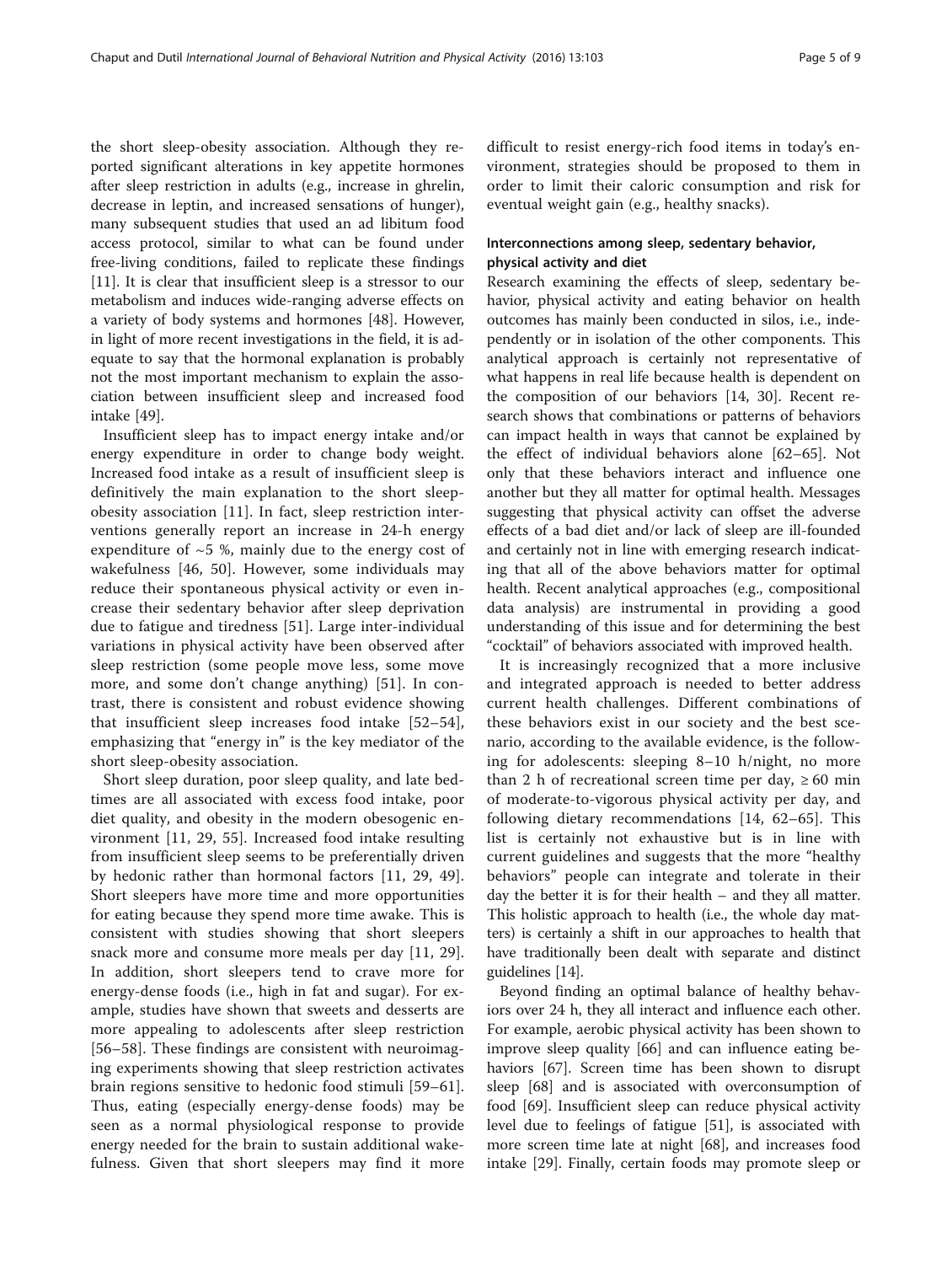the short sleep-obesity association. Although they reported significant alterations in key appetite hormones after sleep restriction in adults (e.g., increase in ghrelin, decrease in leptin, and increased sensations of hunger), many subsequent studies that used an ad libitum food access protocol, similar to what can be found under free-living conditions, failed to replicate these findings [11]. It is clear that insufficient sleep is a stressor to our metabolism and induces wide-ranging adverse effects on a variety of body systems and hormones [48]. However, in light of more recent investigations in the field, it is adequate to say that the hormonal explanation is probably not the most important mechanism to explain the association between insufficient sleep and increased food intake [49].

Insufficient sleep has to impact energy intake and/or energy expenditure in order to change body weight. Increased food intake as a result of insufficient sleep is definitively the main explanation to the short sleep-obesity association [11]. In fact, sleep restriction interventions generally report an increase in 24-h energy expenditure of ~5 %, mainly due to the energy cost of wakefulness [46, 50]. However, some individuals may reduce their spontaneous physical activity or even increase their sedentary behavior after sleep deprivation due to fatigue and tiredness [51]. Large inter-individual variations in physical activity have been observed after sleep restriction (some people move less, some move more, and some don't change anything) [51]. In contrast, there is consistent and robust evidence showing that insufficient sleep increases food intake [52–54], emphasizing that "energy in" is the key mediator of the short sleep-obesity association.

Short sleep duration, poor sleep quality, and late bedtimes are all associated with excess food intake, poor diet quality, and obesity in the modern obesogenic environment [11, 29, 55]. Increased food intake resulting from insufficient sleep seems to be preferentially driven by hedonic rather than hormonal factors [11, 29, 49]. Short sleepers have more time and more opportunities for eating because they spend more time awake. This is consistent with studies showing that short sleepers snack more and consume more meals per day [11, 29]. In addition, short sleepers tend to crave more for energy-dense foods (i.e., high in fat and sugar). For example, studies have shown that sweets and desserts are more appealing to adolescents after sleep restriction [56–58]. These findings are consistent with neuroimaging experiments showing that sleep restriction activates brain regions sensitive to hedonic food stimuli [59–61]. Thus, eating (especially energy-dense foods) may be seen as a normal physiological response to provide energy needed for the brain to sustain additional wakefulness. Given that short sleepers may find it more difficult to resist energy-rich food items in today's environment, strategies should be proposed to them in order to limit their caloric consumption and risk for eventual weight gain (e.g., healthy snacks).

### Interconnections among sleep, sedentary behavior, physical activity and diet

Research examining the effects of sleep, sedentary behavior, physical activity and eating behavior on health outcomes has mainly been conducted in silos, i.e., independently or in isolation of the other components. This analytical approach is certainly not representative of what happens in real life because health is dependent on the composition of our behaviors [14, 30]. Recent research shows that combinations or patterns of behaviors can impact health in ways that cannot be explained by the effect of individual behaviors alone [62–65]. Not only that these behaviors interact and influence one another but they all matter for optimal health. Messages suggesting that physical activity can offset the adverse effects of a bad diet and/or lack of sleep are ill-founded and certainly not in line with emerging research indicating that all of the above behaviors matter for optimal health. Recent analytical approaches (e.g., compositional data analysis) are instrumental in providing a good understanding of this issue and for determining the best "cocktail" of behaviors associated with improved health.

It is increasingly recognized that a more inclusive and integrated approach is needed to better address current health challenges. Different combinations of these behaviors exist in our society and the best scenario, according to the available evidence, is the following for adolescents: sleeping 8–10 h/night, no more than 2 h of recreational screen time per day, ≥ 60 min of moderate-to-vigorous physical activity per day, and following dietary recommendations [14, 62–65]. This list is certainly not exhaustive but is in line with current guidelines and suggests that the more "healthy behaviors" people can integrate and tolerate in their day the better it is for their health – and they all matter. This holistic approach to health (i.e., the whole day matters) is certainly a shift in our approaches to health that have traditionally been dealt with separate and distinct guidelines [14].

Beyond finding an optimal balance of healthy behaviors over 24 h, they all interact and influence each other. For example, aerobic physical activity has been shown to improve sleep quality [66] and can influence eating behaviors [67]. Screen time has been shown to disrupt sleep [68] and is associated with overconsumption of food [69]. Insufficient sleep can reduce physical activity level due to feelings of fatigue [51], is associated with more screen time late at night [68], and increases food intake [29]. Finally, certain foods may promote sleep or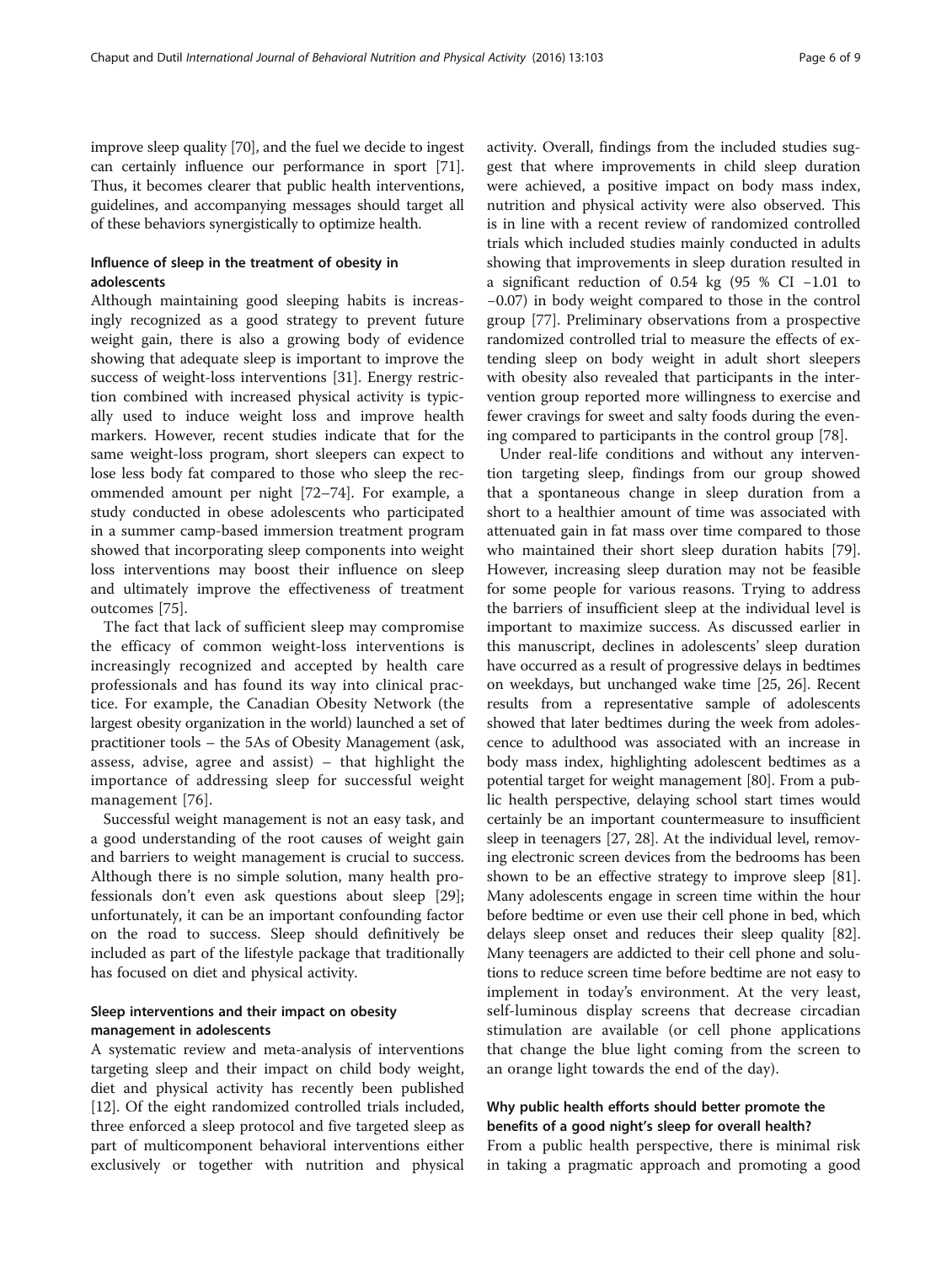improve sleep quality [70], and the fuel we decide to ingest can certainly influence our performance in sport [71]. Thus, it becomes clearer that public health interventions, guidelines, and accompanying messages should target all of these behaviors synergistically to optimize health.

### Influence of sleep in the treatment of obesity in adolescents

Although maintaining good sleeping habits is increasingly recognized as a good strategy to prevent future weight gain, there is also a growing body of evidence showing that adequate sleep is important to improve the success of weight-loss interventions [31]. Energy restriction combined with increased physical activity is typically used to induce weight loss and improve health markers. However, recent studies indicate that for the same weight-loss program, short sleepers can expect to lose less body fat compared to those who sleep the recommended amount per night [72–74]. For example, a study conducted in obese adolescents who participated in a summer camp-based immersion treatment program showed that incorporating sleep components into weight loss interventions may boost their influence on sleep and ultimately improve the effectiveness of treatment outcomes [75].

The fact that lack of sufficient sleep may compromise the efficacy of common weight-loss interventions is increasingly recognized and accepted by health care professionals and has found its way into clinical practice. For example, the Canadian Obesity Network (the largest obesity organization in the world) launched a set of practitioner tools – the 5As of Obesity Management (ask, assess, advise, agree and assist) – that highlight the importance of addressing sleep for successful weight management [76].

Successful weight management is not an easy task, and a good understanding of the root causes of weight gain and barriers to weight management is crucial to success. Although there is no simple solution, many health professionals don't even ask questions about sleep [29]; unfortunately, it can be an important confounding factor on the road to success. Sleep should definitively be included as part of the lifestyle package that traditionally has focused on diet and physical activity.

### Sleep interventions and their impact on obesity management in adolescents

A systematic review and meta-analysis of interventions targeting sleep and their impact on child body weight, diet and physical activity has recently been published [12]. Of the eight randomized controlled trials included, three enforced a sleep protocol and five targeted sleep as part of multicomponent behavioral interventions either exclusively or together with nutrition and physical activity. Overall, findings from the included studies suggest that where improvements in child sleep duration were achieved, a positive impact on body mass index, nutrition and physical activity were also observed. This is in line with a recent review of randomized controlled trials which included studies mainly conducted in adults showing that improvements in sleep duration resulted in a significant reduction of 0.54 kg (95 % CI −1.01 to −0.07) in body weight compared to those in the control group [77]. Preliminary observations from a prospective randomized controlled trial to measure the effects of extending sleep on body weight in adult short sleepers with obesity also revealed that participants in the intervention group reported more willingness to exercise and fewer cravings for sweet and salty foods during the evening compared to participants in the control group [78].

Under real-life conditions and without any intervention targeting sleep, findings from our group showed that a spontaneous change in sleep duration from a short to a healthier amount of time was associated with attenuated gain in fat mass over time compared to those who maintained their short sleep duration habits [79]. However, increasing sleep duration may not be feasible for some people for various reasons. Trying to address the barriers of insufficient sleep at the individual level is important to maximize success. As discussed earlier in this manuscript, declines in adolescents' sleep duration have occurred as a result of progressive delays in bedtimes on weekdays, but unchanged wake time [25, 26]. Recent results from a representative sample of adolescents showed that later bedtimes during the week from adolescence to adulthood was associated with an increase in body mass index, highlighting adolescent bedtimes as a potential target for weight management [80]. From a public health perspective, delaying school start times would certainly be an important countermeasure to insufficient sleep in teenagers [27, 28]. At the individual level, removing electronic screen devices from the bedrooms has been shown to be an effective strategy to improve sleep [81]. Many adolescents engage in screen time within the hour before bedtime or even use their cell phone in bed, which delays sleep onset and reduces their sleep quality [82]. Many teenagers are addicted to their cell phone and solutions to reduce screen time before bedtime are not easy to implement in today's environment. At the very least, self-luminous display screens that decrease circadian stimulation are available (or cell phone applications that change the blue light coming from the screen to an orange light towards the end of the day).

### Why public health efforts should better promote the benefits of a good night's sleep for overall health?

From a public health perspective, there is minimal risk in taking a pragmatic approach and promoting a good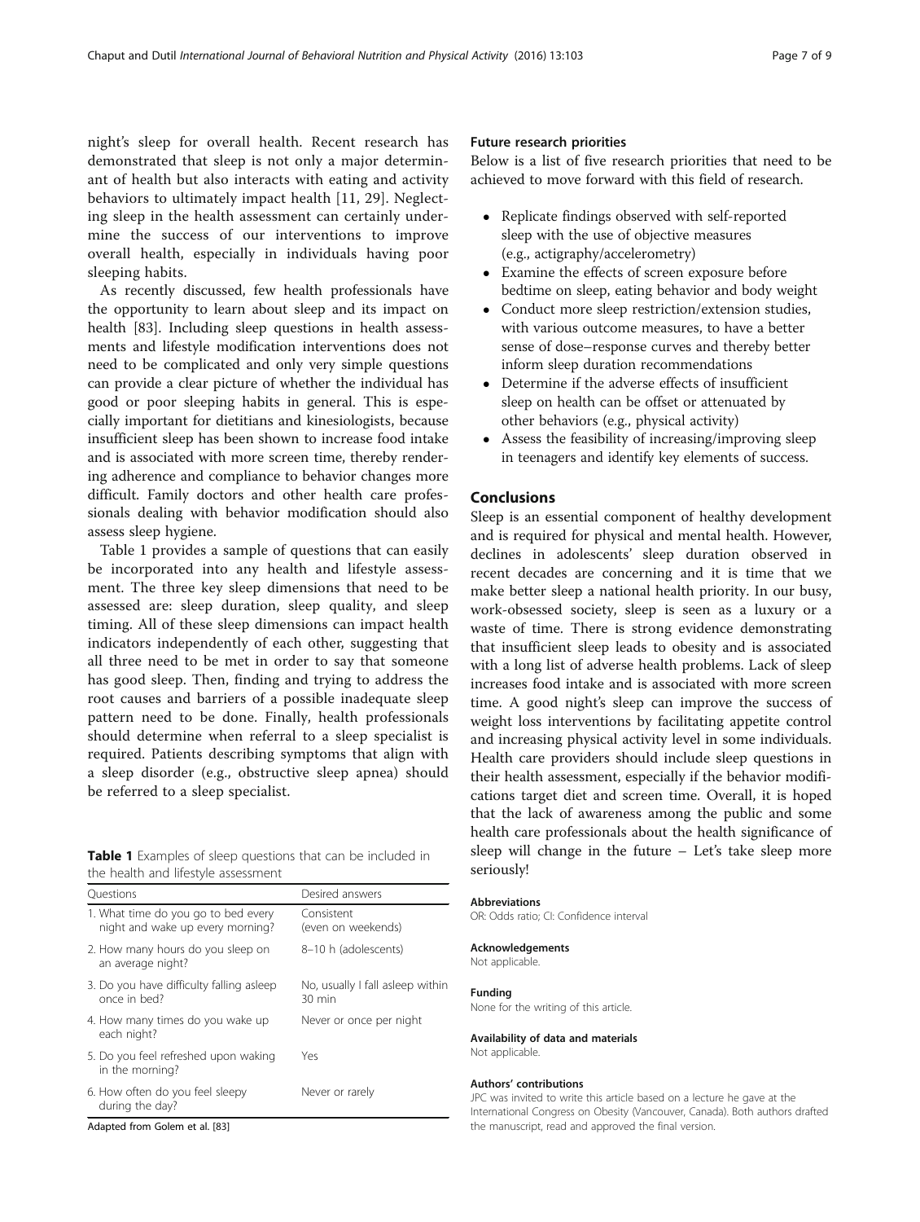night's sleep for overall health. Recent research has demonstrated that sleep is not only a major determinant of health but also interacts with eating and activity behaviors to ultimately impact health [11, 29]. Neglecting sleep in the health assessment can certainly undermine the success of our interventions to improve overall health, especially in individuals having poor sleeping habits.

As recently discussed, few health professionals have the opportunity to learn about sleep and its impact on health [83]. Including sleep questions in health assessments and lifestyle modification interventions does not need to be complicated and only very simple questions can provide a clear picture of whether the individual has good or poor sleeping habits in general. This is especially important for dietitians and kinesiologists, because insufficient sleep has been shown to increase food intake and is associated with more screen time, thereby rendering adherence and compliance to behavior changes more difficult. Family doctors and other health care professionals dealing with behavior modification should also assess sleep hygiene.

Table 1 provides a sample of questions that can easily be incorporated into any health and lifestyle assessment. The three key sleep dimensions that need to be assessed are: sleep duration, sleep quality, and sleep timing. All of these sleep dimensions can impact health indicators independently of each other, suggesting that all three need to be met in order to say that someone has good sleep. Then, finding and trying to address the root causes and barriers of a possible inadequate sleep pattern need to be done. Finally, health professionals should determine when referral to a sleep specialist is required. Patients describing symptoms that align with a sleep disorder (e.g., obstructive sleep apnea) should be referred to a sleep specialist.

**Table 1** Examples of sleep questions that can be included in the health and lifestyle assessment

| Questions | Desired answers |
|---|---|
| 1. What time do you go to bed every night and wake up every morning? | Consistent (even on weekends) |
| 2. How many hours do you sleep on an average night? | 8–10 h (adolescents) |
| 3. Do you have difficulty falling asleep once in bed? | No, usually I fall asleep within 30 min |
| 4. How many times do you wake up each night? | Never or once per night |
| 5. Do you feel refreshed upon waking in the morning? | Yes |
| 6. How often do you feel sleepy during the day? | Never or rarely |

Adapted from Golem et al. [83]

### Future research priorities

Below is a list of five research priorities that need to be achieved to move forward with this field of research.

- Replicate findings observed with self-reported sleep with the use of objective measures (e.g., actigraphy/accelerometry)
- Examine the effects of screen exposure before bedtime on sleep, eating behavior and body weight
- Conduct more sleep restriction/extension studies, with various outcome measures, to have a better sense of dose–response curves and thereby better inform sleep duration recommendations
- Determine if the adverse effects of insufficient sleep on health can be offset or attenuated by other behaviors (e.g., physical activity)
- Assess the feasibility of increasing/improving sleep in teenagers and identify key elements of success.

## Conclusions

Sleep is an essential component of healthy development and is required for physical and mental health. However, declines in adolescents' sleep duration observed in recent decades are concerning and it is time that we make better sleep a national health priority. In our busy, work-obsessed society, sleep is seen as a luxury or a waste of time. There is strong evidence demonstrating that insufficient sleep leads to obesity and is associated with a long list of adverse health problems. Lack of sleep increases food intake and is associated with more screen time. A good night's sleep can improve the success of weight loss interventions by facilitating appetite control and increasing physical activity level in some individuals. Health care providers should include sleep questions in their health assessment, especially if the behavior modifications target diet and screen time. Overall, it is hoped that the lack of awareness among the public and some health care professionals about the health significance of sleep will change in the future – Let's take sleep more seriously!

#### Abbreviations

OR: Odds ratio; CI: Confidence interval

#### Acknowledgements

Not applicable.

#### Funding

None for the writing of this article.

#### Availability of data and materials

Not applicable.

#### Authors' contributions

JPC was invited to write this article based on a lecture he gave at the International Congress on Obesity (Vancouver, Canada). Both authors drafted the manuscript, read and approved the final version.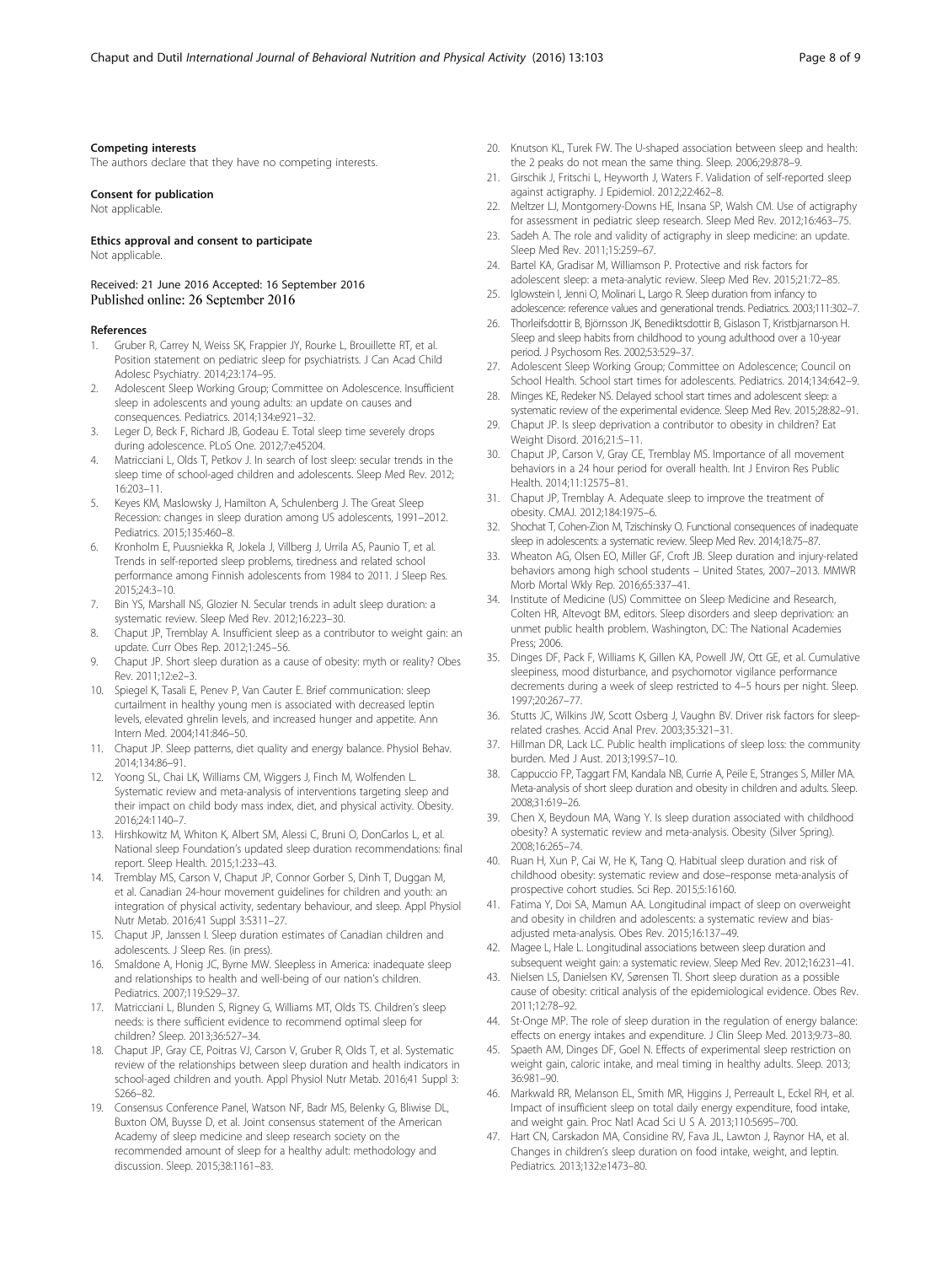### Competing interests

The authors declare that they have no competing interests.

### Consent for publication

Not applicable.

### Ethics approval and consent to participate

Not applicable.

Received: 21 June 2016 Accepted: 16 September 2016
Published online: 26 September 2016

### References

1. Gruber R, Carrey N, Weiss SK, Frappier JY, Rourke L, Brouillette RT, et al. Position statement on pediatric sleep for psychiatrists. J Can Acad Child Adolesc Psychiatry. 2014;23:174–95.
2. Adolescent Sleep Working Group; Committee on Adolescence. Insufficient sleep in adolescents and young adults: an update on causes and consequences. Pediatrics. 2014;134:e921–32.
3. Leger D, Beck F, Richard JB, Godeau E. Total sleep time severely drops during adolescence. PLoS One. 2012;7:e45204.
4. Matricciani L, Olds T, Petkov J. In search of lost sleep: secular trends in the sleep time of school-aged children and adolescents. Sleep Med Rev. 2012; 16:203–11.
5. Keyes KM, Maslowsky J, Hamilton A, Schulenberg J. The Great Sleep Recession: changes in sleep duration among US adolescents, 1991–2012. Pediatrics. 2015;135:460–8.
6. Kronholm E, Puusniekka R, Jokela J, Villberg J, Urrila AS, Paunio T, et al. Trends in self-reported sleep problems, tiredness and related school performance among Finnish adolescents from 1984 to 2011. J Sleep Res. 2015;24:3–10.
7. Bin YS, Marshall NS, Glozier N. Secular trends in adult sleep duration: a systematic review. Sleep Med Rev. 2012;16:223–30.
8. Chaput JP, Tremblay A. Insufficient sleep as a contributor to weight gain: an update. Curr Obes Rep. 2012;1:245–56.
9. Chaput JP. Short sleep duration as a cause of obesity: myth or reality? Obes Rev. 2011;12:e2–3.
10. Spiegel K, Tasali E, Penev P, Van Cauter E. Brief communication: sleep curtailment in healthy young men is associated with decreased leptin levels, elevated ghrelin levels, and increased hunger and appetite. Ann Intern Med. 2004;141:846–50.
11. Chaput JP. Sleep patterns, diet quality and energy balance. Physiol Behav. 2014;134:86–91.
12. Yoong SL, Chai LK, Williams CM, Wiggers J, Finch M, Wolfenden L. Systematic review and meta-analysis of interventions targeting sleep and their impact on child body mass index, diet, and physical activity. Obesity. 2016;24:1140–7.
13. Hirshkowitz M, Whiton K, Albert SM, Alessi C, Bruni O, DonCarlos L, et al. National sleep Foundation's updated sleep duration recommendations: final report. Sleep Health. 2015;1:233–43.
14. Tremblay MS, Carson V, Chaput JP, Connor Gorber S, Dinh T, Duggan M, et al. Canadian 24-hour movement guidelines for children and youth: an integration of physical activity, sedentary behaviour, and sleep. Appl Physiol Nutr Metab. 2016;41 Suppl 3:S311–27.
15. Chaput JP, Janssen I. Sleep duration estimates of Canadian children and adolescents. J Sleep Res. (in press).
16. Smaldone A, Honig JC, Byrne MW. Sleepless in America: inadequate sleep and relationships to health and well-being of our nation's children. Pediatrics. 2007;119:S29–37.
17. Matricciani L, Blunden S, Rigney G, Williams MT, Olds TS. Children's sleep needs: is there sufficient evidence to recommend optimal sleep for children? Sleep. 2013;36:527–34.
18. Chaput JP, Gray CE, Poitras VJ, Carson V, Gruber R, Olds T, et al. Systematic review of the relationships between sleep duration and health indicators in school-aged children and youth. Appl Physiol Nutr Metab. 2016;41 Suppl 3: S266–82.
19. Consensus Conference Panel, Watson NF, Badr MS, Belenky G, Bliwise DL, Buxton OM, Buysse D, et al. Joint consensus statement of the American Academy of sleep medicine and sleep research society on the recommended amount of sleep for a healthy adult: methodology and discussion. Sleep. 2015;38:1161–83.
20. Knutson KL, Turek FW. The U-shaped association between sleep and health: the 2 peaks do not mean the same thing. Sleep. 2006;29:878–9.
21. Girschik J, Fritschi L, Heyworth J, Waters F. Validation of self-reported sleep against actigraphy. J Epidemiol. 2012;22:462–8.
22. Meltzer LJ, Montgomery-Downs HE, Insana SP, Walsh CM. Use of actigraphy for assessment in pediatric sleep research. Sleep Med Rev. 2012;16:463–75.
23. Sadeh A. The role and validity of actigraphy in sleep medicine: an update. Sleep Med Rev. 2011;15:259–67.
24. Bartel KA, Gradisar M, Williamson P. Protective and risk factors for adolescent sleep: a meta-analytic review. Sleep Med Rev. 2015;21:72–85.
25. Iglowstein I, Jenni O, Molinari L, Largo R. Sleep duration from infancy to adolescence: reference values and generational trends. Pediatrics. 2003;111:302–7.
26. Thorleifsdottir B, Björnsson JK, Benediktsdottir B, Gislason T, Kristbjarnarson H. Sleep and sleep habits from childhood to young adulthood over a 10-year period. J Psychosom Res. 2002;53:529–37.
27. Adolescent Sleep Working Group; Committee on Adolescence; Council on School Health. School start times for adolescents. Pediatrics. 2014;134:642–9.
28. Minges KE, Redeker NS. Delayed school start times and adolescent sleep: a systematic review of the experimental evidence. Sleep Med Rev. 2015;28:82–91.
29. Chaput JP. Is sleep deprivation a contributor to obesity in children? Eat Weight Disord. 2016;21:5–11.
30. Chaput JP, Carson V, Gray CE, Tremblay MS. Importance of all movement behaviors in a 24 hour period for overall health. Int J Environ Res Public Health. 2014;11:12575–81.
31. Chaput JP, Tremblay A. Adequate sleep to improve the treatment of obesity. CMAJ. 2012;184:1975–6.
32. Shochat T, Cohen-Zion M, Tzischinsky O. Functional consequences of inadequate sleep in adolescents: a systematic review. Sleep Med Rev. 2014;18:75–87.
33. Wheaton AG, Olsen EO, Miller GF, Croft JB. Sleep duration and injury-related behaviors among high school students – United States, 2007–2013. MMWR Morb Mortal Wkly Rep. 2016;65:337–41.
34. Institute of Medicine (US) Committee on Sleep Medicine and Research, Colten HR, Altevogt BM, editors. Sleep disorders and sleep deprivation: an unmet public health problem. Washington, DC: The National Academies Press; 2006.
35. Dinges DF, Pack F, Williams K, Gillen KA, Powell JW, Ott GE, et al. Cumulative sleepiness, mood disturbance, and psychomotor vigilance performance decrements during a week of sleep restricted to 4–5 hours per night. Sleep. 1997;20:267–77.
36. Stutts JC, Wilkins JW, Scott Osberg J, Vaughn BV. Driver risk factors for sleep-related crashes. Accid Anal Prev. 2003;35:321–31.
37. Hillman DR, Lack LC. Public health implications of sleep loss: the community burden. Med J Aust. 2013;199:S7–10.
38. Cappuccio FP, Taggart FM, Kandala NB, Currie A, Peile E, Stranges S, Miller MA. Meta-analysis of short sleep duration and obesity in children and adults. Sleep. 2008;31:619–26.
39. Chen X, Beydoun MA, Wang Y. Is sleep duration associated with childhood obesity? A systematic review and meta-analysis. Obesity (Silver Spring). 2008;16:265–74.
40. Ruan H, Xun P, Cai W, He K, Tang Q. Habitual sleep duration and risk of childhood obesity: systematic review and dose–response meta-analysis of prospective cohort studies. Sci Rep. 2015;5:16160.
41. Fatima Y, Doi SA, Mamun AA. Longitudinal impact of sleep on overweight and obesity in children and adolescents: a systematic review and bias-adjusted meta-analysis. Obes Rev. 2015;16:137–49.
42. Magee L, Hale L. Longitudinal associations between sleep duration and subsequent weight gain: a systematic review. Sleep Med Rev. 2012;16:231–41.
43. Nielsen LS, Danielsen KV, Sørensen TI. Short sleep duration as a possible cause of obesity: critical analysis of the epidemiological evidence. Obes Rev. 2011;12:78–92.
44. St-Onge MP. The role of sleep duration in the regulation of energy balance: effects on energy intakes and expenditure. J Clin Sleep Med. 2013;9:73–80.
45. Spaeth AM, Dinges DF, Goel N. Effects of experimental sleep restriction on weight gain, caloric intake, and meal timing in healthy adults. Sleep. 2013; 36:981–90.
46. Markwald RR, Melanson EL, Smith MR, Higgins J, Perreault L, Eckel RH, et al. Impact of insufficient sleep on total daily energy expenditure, food intake, and weight gain. Proc Natl Acad Sci U S A. 2013;110:5695–700.
47. Hart CN, Carskadon MA, Considine RV, Fava JL, Lawton J, Raynor HA, et al. Changes in children's sleep duration on food intake, weight, and leptin. Pediatrics. 2013;132:e1473–80.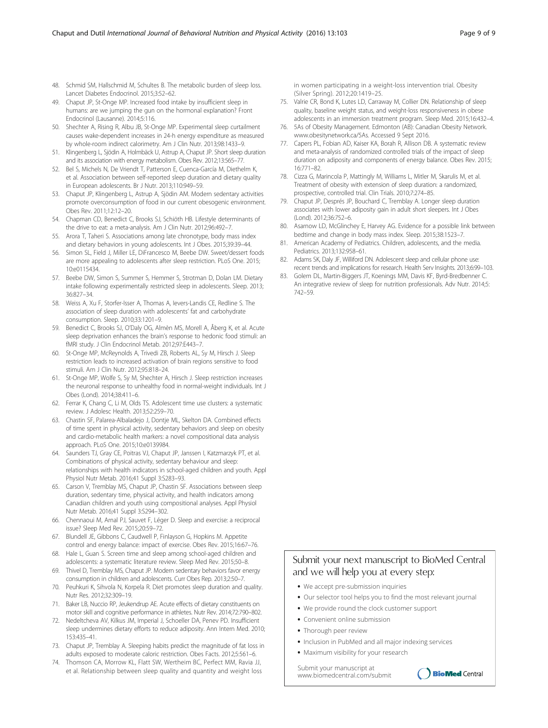48. Schmid SM, Hallschmid M, Schultes B. The metabolic burden of sleep loss. Lancet Diabetes Endocrinol. 2015;3:52–62.
49. Chaput JP, St-Onge MP. Increased food intake by insufficient sleep in humans: are we jumping the gun on the hormonal explanation? Front Endocrinol (Lausanne). 2014;5:116.
50. Shechter A, Rising R, Albu JB, St-Onge MP. Experimental sleep curtailment causes wake-dependent increases in 24-h energy expenditure as measured by whole-room indirect calorimetry. Am J Clin Nutr. 2013;98:1433–9.
51. Klingenberg L, Sjödin A, Holmbäck U, Astrup A, Chaput JP. Short sleep duration and its association with energy metabolism. Obes Rev. 2012;13:565–77.
52. Bel S, Michels N, De Vriendt T, Patterson E, Cuenca-García M, Diethelm K, et al. Association between self-reported sleep duration and dietary quality in European adolescents. Br J Nutr. 2013;110:949–59.
53. Chaput JP, Klingenberg L, Astrup A, Sjödin AM. Modern sedentary activities promote overconsumption of food in our current obesogenic environment. Obes Rev. 2011;12:12–20.
54. Chapman CD, Benedict C, Brooks SJ, Schiöth HB. Lifestyle determinants of the drive to eat: a meta-analysis. Am J Clin Nutr. 2012;96:492–7.
55. Arora T, Taheri S. Associations among late chronotype, body mass index and dietary behaviors in young adolescents. Int J Obes. 2015;39:39–44.
56. Simon SL, Field J, Miller LE, DiFrancesco M, Beebe DW. Sweet/dessert foods are more appealing to adolescents after sleep restriction. PLoS One. 2015; 10:e0115434.
57. Beebe DW, Simon S, Summer S, Hemmer S, Strotman D, Dolan LM. Dietary intake following experimentally restricted sleep in adolescents. Sleep. 2013; 36:827–34.
58. Weiss A, Xu F, Storfer-Isser A, Thomas A, Ievers-Landis CE, Redline S. The association of sleep duration with adolescents' fat and carbohydrate consumption. Sleep. 2010;33:1201–9.
59. Benedict C, Brooks SJ, O'Daly OG, Almèn MS, Morell A, Åberg K, et al. Acute sleep deprivation enhances the brain's response to hedonic food stimuli: an fMRI study. J Clin Endocrinol Metab. 2012;97:E443–7.
60. St-Onge MP, McReynolds A, Trivedi ZB, Roberts AL, Sy M, Hirsch J. Sleep restriction leads to increased activation of brain regions sensitive to food stimuli. Am J Clin Nutr. 2012;95:818–24.
61. St-Onge MP, Wolfe S, Sy M, Shechter A, Hirsch J. Sleep restriction increases the neuronal response to unhealthy food in normal-weight individuals. Int J Obes (Lond). 2014;38:411–6.
62. Ferrar K, Chang C, Li M, Olds TS. Adolescent time use clusters: a systematic review. J Adolesc Health. 2013;52:259–70.
63. Chastin SF, Palarea-Albaladejo J, Dontje ML, Skelton DA. Combined effects of time spent in physical activity, sedentary behaviors and sleep on obesity and cardio-metabolic health markers: a novel compositional data analysis approach. PLoS One. 2015;10:e0139984.
64. Saunders TJ, Gray CE, Poitras VJ, Chaput JP, Janssen I, Katzmarzyk PT, et al. Combinations of physical activity, sedentary behaviour and sleep: relationships with health indicators in school-aged children and youth. Appl Physiol Nutr Metab. 2016;41 Suppl 3:S283–93.
65. Carson V, Tremblay MS, Chaput JP, Chastin SF. Associations between sleep duration, sedentary time, physical activity, and health indicators among Canadian children and youth using compositional analyses. Appl Physiol Nutr Metab. 2016;41 Suppl 3:S294–302.
66. Chennaoui M, Arnal PJ, Sauvet F, Léger D. Sleep and exercise: a reciprocal issue? Sleep Med Rev. 2015;20:59–72.
67. Blundell JE, Gibbons C, Caudwell P, Finlayson G, Hopkins M. Appetite control and energy balance: impact of exercise. Obes Rev. 2015;16:67–76.
68. Hale L, Guan S. Screen time and sleep among school-aged children and adolescents: a systematic literature review. Sleep Med Rev. 2015;50–8.
69. Thivel D, Tremblay MS, Chaput JP. Modern sedentary behaviors favor energy consumption in children and adolescents. Curr Obes Rep. 2013;2:50–7.
70. Peuhkuri K, Sihvola N, Korpela R. Diet promotes sleep duration and quality. Nutr Res. 2012;32:309–19.
71. Baker LB, Nuccio RP, Jeukendrup AE. Acute effects of dietary constituents on motor skill and cognitive performance in athletes. Nutr Rev. 2014;72:790–802.
72. Nedeltcheva AV, Kilkus JM, Imperial J, Schoeller DA, Penev PD. Insufficient sleep undermines dietary efforts to reduce adiposity. Ann Intern Med. 2010; 153:435–41.
73. Chaput JP, Tremblay A. Sleeping habits predict the magnitude of fat loss in adults exposed to moderate caloric restriction. Obes Facts. 2012;5:561–6.
74. Thomson CA, Morrow KL, Flatt SW, Wertheim BC, Perfect MM, Ravia JJ, et al. Relationship between sleep quality and quantity and weight loss in women participating in a weight-loss intervention trial. Obesity (Silver Spring). 2012;20:1419–25.
75. Valrie CR, Bond K, Lutes LD, Carraway M, Collier DN. Relationship of sleep quality, baseline weight status, and weight-loss responsiveness in obese adolescents in an immersion treatment program. Sleep Med. 2015;16:432–4.
76. 5As of Obesity Management. Edmonton (AB): Canadian Obesity Network. www.obesitynetwork.ca/5As. Accessed 9 Sept 2016.
77. Capers PL, Fobian AD, Kaiser KA, Borah R, Allison DB. A systematic review and meta-analysis of randomized controlled trials of the impact of sleep duration on adiposity and components of energy balance. Obes Rev. 2015; 16:771–82.
78. Cizza G, Marincola P, Mattingly M, Williams L, Mitler M, Skarulis M, et al. Treatment of obesity with extension of sleep duration: a randomized, prospective, controlled trial. Clin Trials. 2010;7:274–85.
79. Chaput JP, Després JP, Bouchard C, Tremblay A. Longer sleep duration associates with lower adiposity gain in adult short sleepers. Int J Obes (Lond). 2012;36:752–6.
80. Asarnow LD, McGlinchey E, Harvey AG. Evidence for a possible link between bedtime and change in body mass index. Sleep. 2015;38:1523–7.
81. American Academy of Pediatrics. Children, adolescents, and the media. Pediatrics. 2013;132:958–61.
82. Adams SK, Daly JF, Williford DN. Adolescent sleep and cellular phone use: recent trends and implications for research. Health Serv Insights. 2013;6:99–103.
83. Golem DL, Martin-Biggers JT, Koenings MM, Davis KF, Byrd-Bredbenner C. An integrative review of sleep for nutrition professionals. Adv Nutr. 2014;5: 742–59.

Submit your next manuscript to BioMed Central and we will help you at every step:

- We accept pre-submission inquiries
- Our selector tool helps you to find the most relevant journal
- We provide round the clock customer support
- Convenient online submission
- Thorough peer review
- Inclusion in PubMed and all major indexing services
- Maximum visibility for your research

Submit your manuscript at
www.biomedcentral.com/submit

BioMed Central